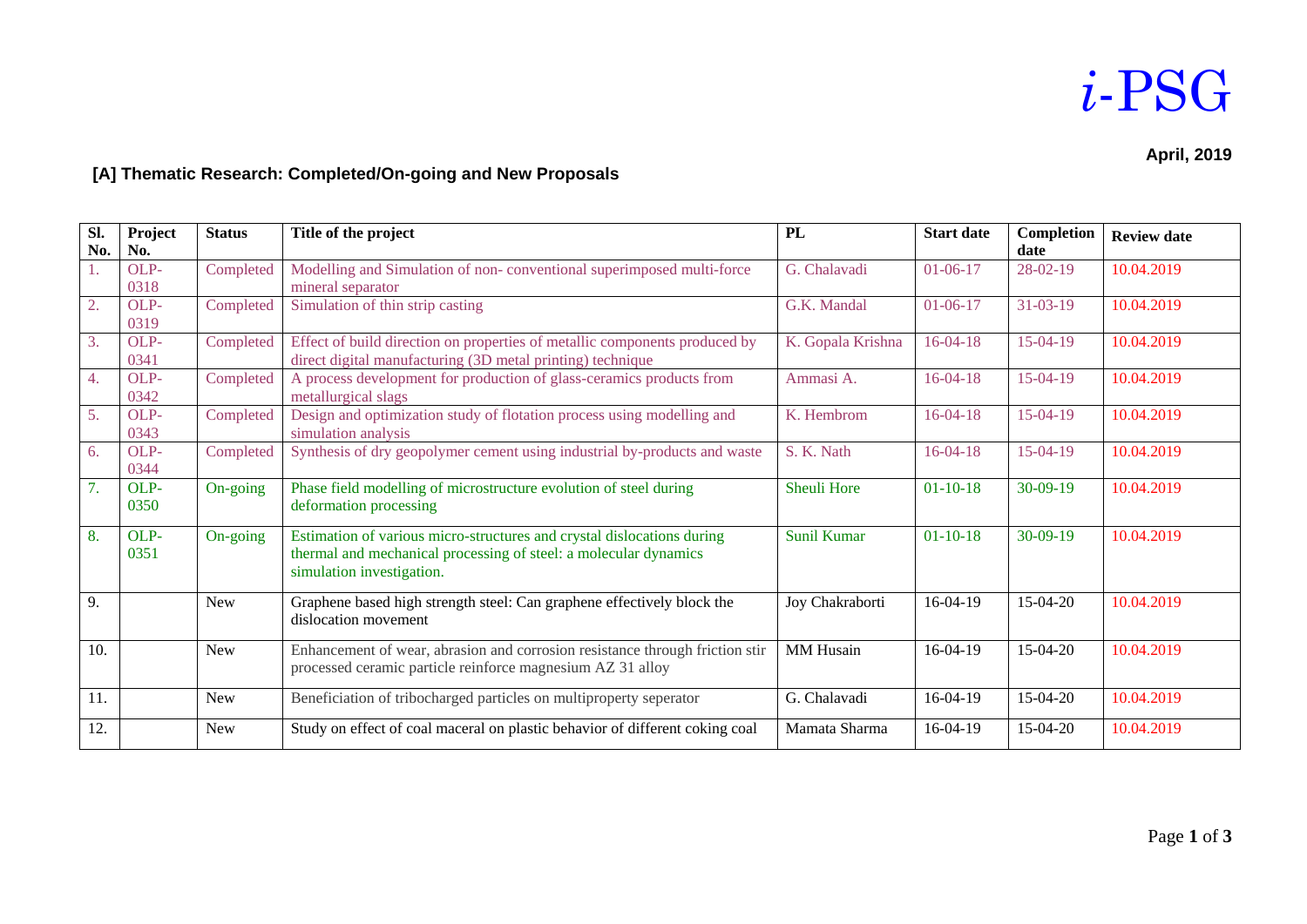# *i*-PSG

**April, 2019**

## [A] Thematic Research: Completed/On-going and New Proposals

| Sl. No. | Project No. | Status | Title of the project | PL | Start date | Completion date | Review date |
|---|---|---|---|---|---|---|---|
| 1. | OLP-0318 | Completed | Modelling and Simulation of non- conventional superimposed multi-force mineral separator | G. Chalavadi | 01-06-17 | 28-02-19 | 10.04.2019 |
| 2. | OLP-0319 | Completed | Simulation of thin strip casting | G.K. Mandal | 01-06-17 | 31-03-19 | 10.04.2019 |
| 3. | OLP-0341 | Completed | Effect of build direction on properties of metallic components produced by direct digital manufacturing (3D metal printing) technique | K. Gopala Krishna | 16-04-18 | 15-04-19 | 10.04.2019 |
| 4. | OLP-0342 | Completed | A process development for production of glass-ceramics products from metallurgical slags | Ammasi A. | 16-04-18 | 15-04-19 | 10.04.2019 |
| 5. | OLP-0343 | Completed | Design and optimization study of flotation process using modelling and simulation analysis | K. Hembrom | 16-04-18 | 15-04-19 | 10.04.2019 |
| 6. | OLP-0344 | Completed | Synthesis of dry geopolymer cement using industrial by-products and waste | S. K. Nath | 16-04-18 | 15-04-19 | 10.04.2019 |
| 7. | OLP-0350 | On-going | Phase field modelling of microstructure evolution of steel during deformation processing | Sheuli Hore | 01-10-18 | 30-09-19 | 10.04.2019 |
| 8. | OLP-0351 | On-going | Estimation of various micro-structures and crystal dislocations during thermal and mechanical processing of steel: a molecular dynamics simulation investigation. | Sunil Kumar | 01-10-18 | 30-09-19 | 10.04.2019 |
| 9. | | New | Graphene based high strength steel: Can graphene effectively block the dislocation movement | Joy Chakraborti | 16-04-19 | 15-04-20 | 10.04.2019 |
| 10. | | New | Enhancement of wear, abrasion and corrosion resistance through friction stir processed ceramic particle reinforce magnesium AZ 31 alloy | MM Husain | 16-04-19 | 15-04-20 | 10.04.2019 |
| 11. | | New | Beneficiation of tribocharged particles on multiproperty seperator | G. Chalavadi | 16-04-19 | 15-04-20 | 10.04.2019 |
| 12. | | New | Study on effect of coal maceral on plastic behavior of different coking coal | Mamata Sharma | 16-04-19 | 15-04-20 | 10.04.2019 |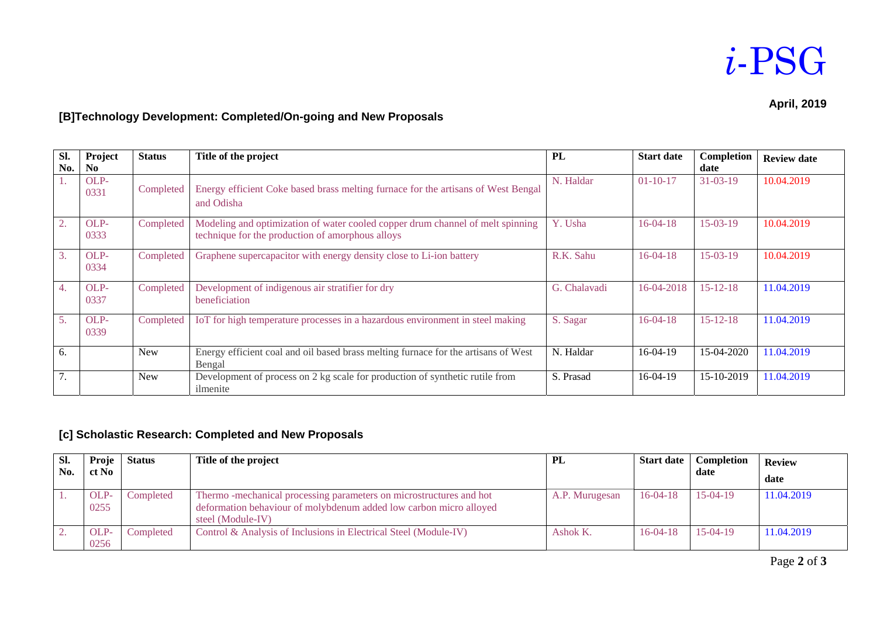*i*-PSG

**April, 2019**

## [B]Technology Development: Completed/On-going and New Proposals

| Sl. No. | Project No | Status | Title of the project | PL | Start date | Completion date | Review date |
|---|---|---|---|---|---|---|---|
| 1. | OLP-0331 | Completed | Energy efficient Coke based brass melting furnace for the artisans of West Bengal and Odisha | N. Haldar | 01-10-17 | 31-03-19 | 10.04.2019 |
| 2. | OLP-0333 | Completed | Modeling and optimization of water cooled copper drum channel of melt spinning technique for the production of amorphous alloys | Y. Usha | 16-04-18 | 15-03-19 | 10.04.2019 |
| 3. | OLP-0334 | Completed | Graphene supercapacitor with energy density close to Li-ion battery | R.K. Sahu | 16-04-18 | 15-03-19 | 10.04.2019 |
| 4. | OLP-0337 | Completed | Development of indigenous air stratifier for dry beneficiation | G. Chalavadi | 16-04-2018 | 15-12-18 | 11.04.2019 |
| 5. | OLP-0339 | Completed | IoT for high temperature processes in a hazardous environment in steel making | S. Sagar | 16-04-18 | 15-12-18 | 11.04.2019 |
| 6. | | New | Energy efficient coal and oil based brass melting furnace for the artisans of West Bengal | N. Haldar | 16-04-19 | 15-04-2020 | 11.04.2019 |
| 7. | | New | Development of process on 2 kg scale for production of synthetic rutile from ilmenite | S. Prasad | 16-04-19 | 15-10-2019 | 11.04.2019 |

## [c] Scholastic Research: Completed and New Proposals

| Sl. No. | Project No | Status | Title of the project | PL | Start date | Completion date | Review date |
|---|---|---|---|---|---|---|---|
| 1. | OLP-0255 | Completed | Thermo -mechanical processing parameters on microstructures and hot deformation behaviour of molybdenum added low carbon micro alloyed steel (Module-IV) | A.P. Murugesan | 16-04-18 | 15-04-19 | 11.04.2019 |
| 2. | OLP-0256 | Completed | Control & Analysis of Inclusions in Electrical Steel (Module-IV) | Ashok K. | 16-04-18 | 15-04-19 | 11.04.2019 |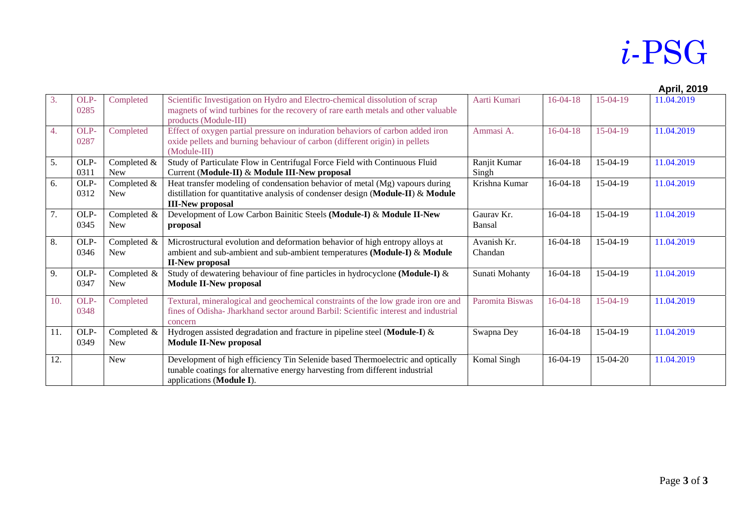# *i*-PSG

**April, 2019**

| | | | | | | | |
|---|---|---|---|---|---|---|---|
| 3. | OLP-0285 | Completed | Scientific Investigation on Hydro and Electro-chemical dissolution of scrap magnets of wind turbines for the recovery of rare earth metals and other valuable products (Module-III) | Aarti Kumari | 16-04-18 | 15-04-19 | 11.04.2019 |
| 4. | OLP-0287 | Completed | Effect of oxygen partial pressure on induration behaviors of carbon added iron oxide pellets and burning behaviour of carbon (different origin) in pellets (Module-III) | Ammasi A. | 16-04-18 | 15-04-19 | 11.04.2019 |
| 5. | OLP-0311 | Completed & New | Study of Particulate Flow in Centrifugal Force Field with Continuous Fluid Current (**Module-II)** & **Module III-New proposal** | Ranjit Kumar Singh | 16-04-18 | 15-04-19 | 11.04.2019 |
| 6. | OLP-0312 | Completed & New | Heat transfer modeling of condensation behavior of metal (Mg) vapours during distillation for quantitative analysis of condenser design (**Module-II**) & **Module III-New proposal** | Krishna Kumar | 16-04-18 | 15-04-19 | 11.04.2019 |
| 7. | OLP-0345 | Completed & New | Development of Low Carbon Bainitic Steels **(Module-I)** & **Module II-New proposal** | Gaurav Kr. Bansal | 16-04-18 | 15-04-19 | 11.04.2019 |
| 8. | OLP-0346 | Completed & New | Microstructural evolution and deformation behavior of high entropy alloys at ambient and sub-ambient and sub-ambient temperatures **(Module-I)** & **Module II-New proposal** | Avanish Kr. Chandan | 16-04-18 | 15-04-19 | 11.04.2019 |
| 9. | OLP-0347 | Completed & New | Study of dewatering behaviour of fine particles in hydrocyclone **(Module-I)** & **Module II-New proposal** | Sunati Mohanty | 16-04-18 | 15-04-19 | 11.04.2019 |
| 10. | OLP-0348 | Completed | Textural, mineralogical and geochemical constraints of the low grade iron ore and fines of Odisha- Jharkhand sector around Barbil: Scientific interest and industrial concern | Paromita Biswas | 16-04-18 | 15-04-19 | 11.04.2019 |
| 11. | OLP-0349 | Completed & New | Hydrogen assisted degradation and fracture in pipeline steel (**Module-I**) & **Module II-New proposal** | Swapna Dey | 16-04-18 | 15-04-19 | 11.04.2019 |
| 12. | | New | Development of high efficiency Tin Selenide based Thermoelectric and optically tunable coatings for alternative energy harvesting from different industrial applications (**Module I**). | Komal Singh | 16-04-19 | 15-04-20 | 11.04.2019 |